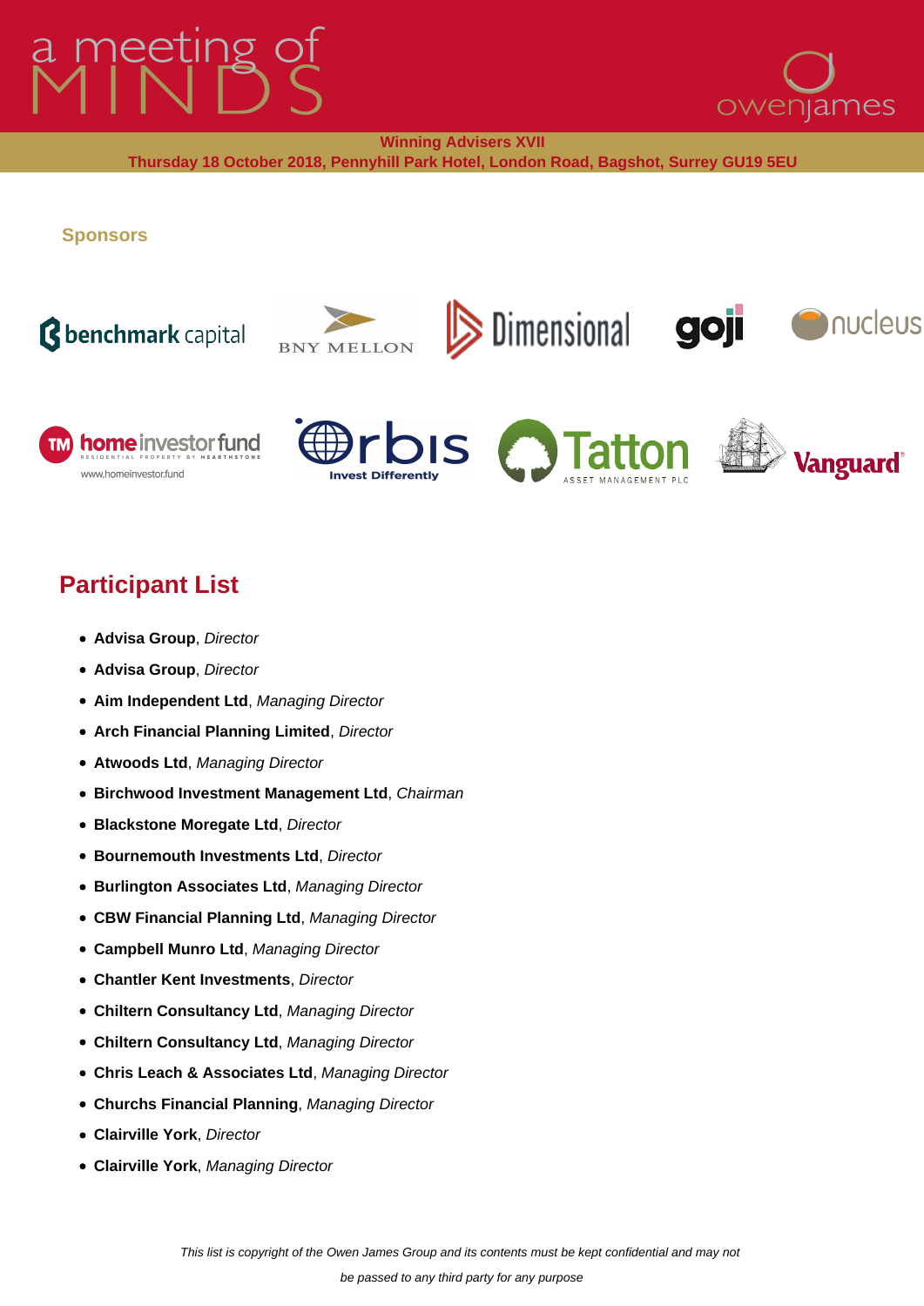# a meeting of MINDS

owenjames

**Winning Advisers XVII**

**Thursday 18 October 2018, Pennyhill Park Hotel, London Road, Bagshot, Surrey GU19 5EU**

### Sponsors

benchmark capital, BNY MELLON, Dimensional, goji, nucleus, home investor fund (residential property by Hearthstone, www.homeinvestor.fund), Orbis (Invest Differently), Tatton Asset Management PLC, Vanguard

## Participant List

- **Advisa Group**, *Director*
- **Advisa Group**, *Director*
- **Aim Independent Ltd**, *Managing Director*
- **Arch Financial Planning Limited**, *Director*
- **Atwoods Ltd**, *Managing Director*
- **Birchwood Investment Management Ltd**, *Chairman*
- **Blackstone Moregate Ltd**, *Director*
- **Bournemouth Investments Ltd**, *Director*
- **Burlington Associates Ltd**, *Managing Director*
- **CBW Financial Planning Ltd**, *Managing Director*
- **Campbell Munro Ltd**, *Managing Director*
- **Chantler Kent Investments**, *Director*
- **Chiltern Consultancy Ltd**, *Managing Director*
- **Chiltern Consultancy Ltd**, *Managing Director*
- **Chris Leach & Associates Ltd**, *Managing Director*
- **Churchs Financial Planning**, *Managing Director*
- **Clairville York**, *Director*
- **Clairville York**, *Managing Director*

*This list is copyright of the Owen James Group and its contents must be kept confidential and may not be passed to any third party for any purpose*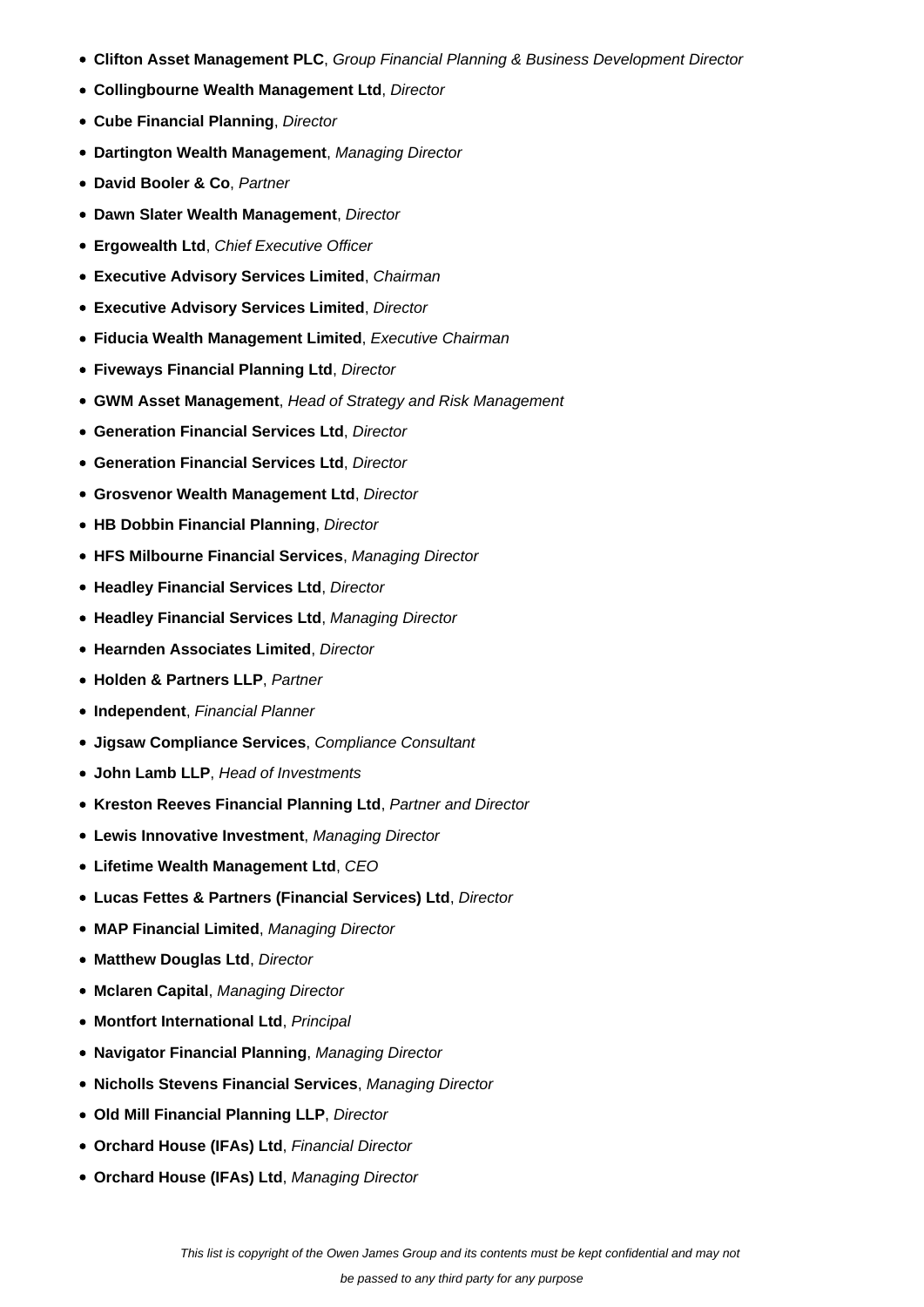- **Clifton Asset Management PLC**, *Group Financial Planning & Business Development Director*
- **Collingbourne Wealth Management Ltd**, *Director*
- **Cube Financial Planning**, *Director*
- **Dartington Wealth Management**, *Managing Director*
- **David Booler & Co**, *Partner*
- **Dawn Slater Wealth Management**, *Director*
- **Ergowealth Ltd**, *Chief Executive Officer*
- **Executive Advisory Services Limited**, *Chairman*
- **Executive Advisory Services Limited**, *Director*
- **Fiducia Wealth Management Limited**, *Executive Chairman*
- **Fiveways Financial Planning Ltd**, *Director*
- **GWM Asset Management**, *Head of Strategy and Risk Management*
- **Generation Financial Services Ltd**, *Director*
- **Generation Financial Services Ltd**, *Director*
- **Grosvenor Wealth Management Ltd**, *Director*
- **HB Dobbin Financial Planning**, *Director*
- **HFS Milbourne Financial Services**, *Managing Director*
- **Headley Financial Services Ltd**, *Director*
- **Headley Financial Services Ltd**, *Managing Director*
- **Hearnden Associates Limited**, *Director*
- **Holden & Partners LLP**, *Partner*
- **Independent**, *Financial Planner*
- **Jigsaw Compliance Services**, *Compliance Consultant*
- **John Lamb LLP**, *Head of Investments*
- **Kreston Reeves Financial Planning Ltd**, *Partner and Director*
- **Lewis Innovative Investment**, *Managing Director*
- **Lifetime Wealth Management Ltd**, *CEO*
- **Lucas Fettes & Partners (Financial Services) Ltd**, *Director*
- **MAP Financial Limited**, *Managing Director*
- **Matthew Douglas Ltd**, *Director*
- **Mclaren Capital**, *Managing Director*
- **Montfort International Ltd**, *Principal*
- **Navigator Financial Planning**, *Managing Director*
- **Nicholls Stevens Financial Services**, *Managing Director*
- **Old Mill Financial Planning LLP**, *Director*
- **Orchard House (IFAs) Ltd**, *Financial Director*
- **Orchard House (IFAs) Ltd**, *Managing Director*

*This list is copyright of the Owen James Group and its contents must be kept confidential and may not be passed to any third party for any purpose*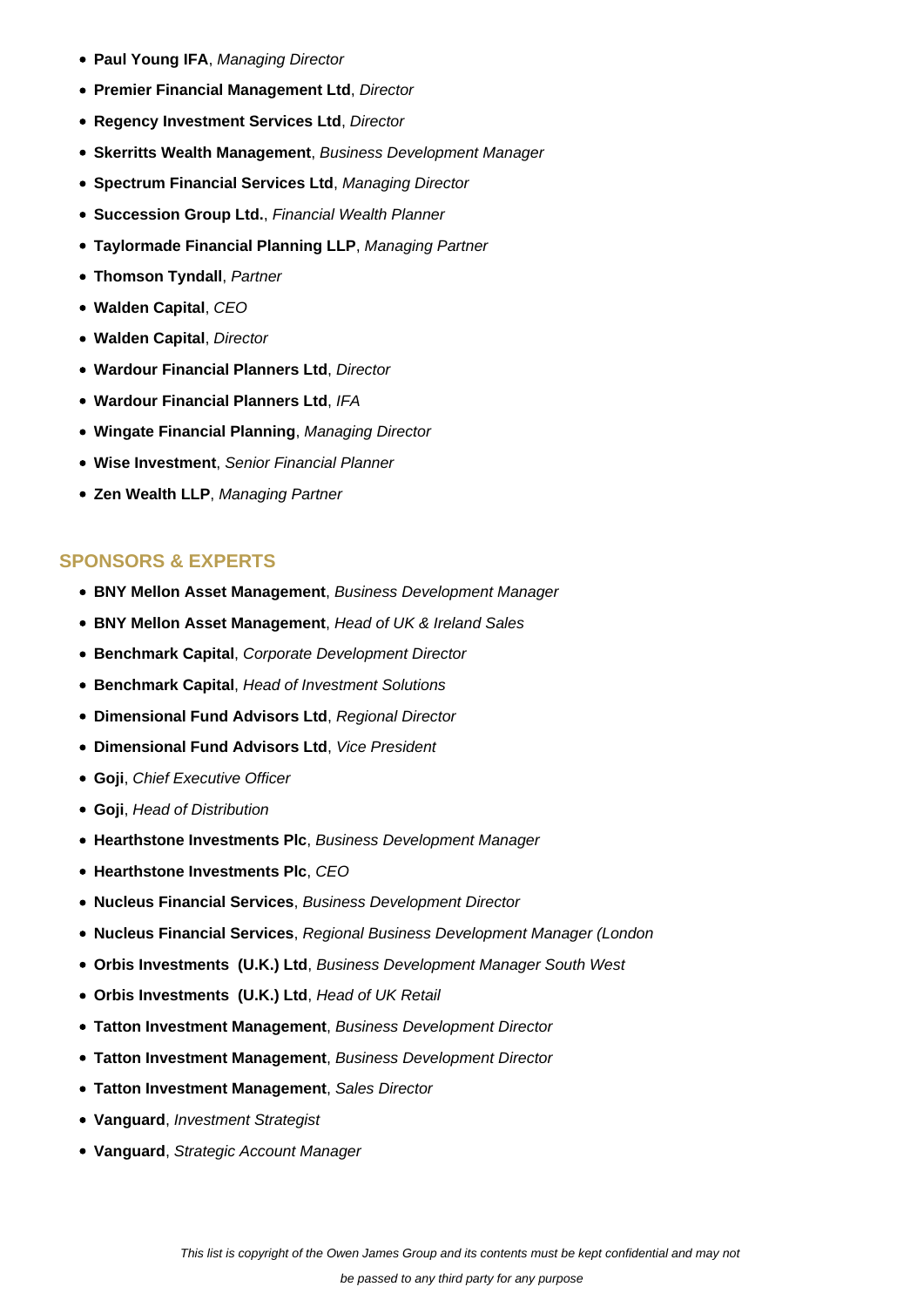- **Paul Young IFA**, *Managing Director*
- **Premier Financial Management Ltd**, *Director*
- **Regency Investment Services Ltd**, *Director*
- **Skerritts Wealth Management**, *Business Development Manager*
- **Spectrum Financial Services Ltd**, *Managing Director*
- **Succession Group Ltd.**, *Financial Wealth Planner*
- **Taylormade Financial Planning LLP**, *Managing Partner*
- **Thomson Tyndall**, *Partner*
- **Walden Capital**, *CEO*
- **Walden Capital**, *Director*
- **Wardour Financial Planners Ltd**, *Director*
- **Wardour Financial Planners Ltd**, *IFA*
- **Wingate Financial Planning**, *Managing Director*
- **Wise Investment**, *Senior Financial Planner*
- **Zen Wealth LLP**, *Managing Partner*

## SPONSORS & EXPERTS

- **BNY Mellon Asset Management**, *Business Development Manager*
- **BNY Mellon Asset Management**, *Head of UK & Ireland Sales*
- **Benchmark Capital**, *Corporate Development Director*
- **Benchmark Capital**, *Head of Investment Solutions*
- **Dimensional Fund Advisors Ltd**, *Regional Director*
- **Dimensional Fund Advisors Ltd**, *Vice President*
- **Goji**, *Chief Executive Officer*
- **Goji**, *Head of Distribution*
- **Hearthstone Investments Plc**, *Business Development Manager*
- **Hearthstone Investments Plc**, *CEO*
- **Nucleus Financial Services**, *Business Development Director*
- **Nucleus Financial Services**, *Regional Business Development Manager (London*
- **Orbis Investments (U.K.) Ltd**, *Business Development Manager South West*
- **Orbis Investments (U.K.) Ltd**, *Head of UK Retail*
- **Tatton Investment Management**, *Business Development Director*
- **Tatton Investment Management**, *Business Development Director*
- **Tatton Investment Management**, *Sales Director*
- **Vanguard**, *Investment Strategist*
- **Vanguard**, *Strategic Account Manager*

*This list is copyright of the Owen James Group and its contents must be kept confidential and may not be passed to any third party for any purpose*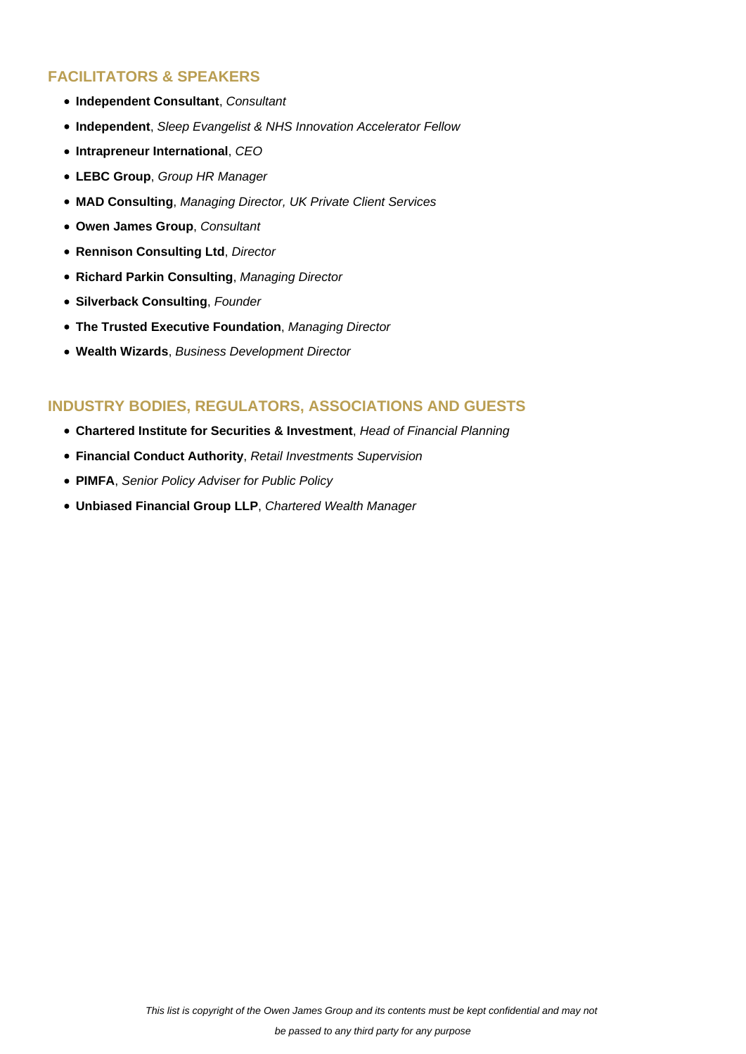## FACILITATORS & SPEAKERS

- **Independent Consultant**, *Consultant*
- **Independent**, *Sleep Evangelist & NHS Innovation Accelerator Fellow*
- **Intrapreneur International**, *CEO*
- **LEBC Group**, *Group HR Manager*
- **MAD Consulting**, *Managing Director, UK Private Client Services*
- **Owen James Group**, *Consultant*
- **Rennison Consulting Ltd**, *Director*
- **Richard Parkin Consulting**, *Managing Director*
- **Silverback Consulting**, *Founder*
- **The Trusted Executive Foundation**, *Managing Director*
- **Wealth Wizards**, *Business Development Director*

## INDUSTRY BODIES, REGULATORS, ASSOCIATIONS AND GUESTS

- **Chartered Institute for Securities & Investment**, *Head of Financial Planning*
- **Financial Conduct Authority**, *Retail Investments Supervision*
- **PIMFA**, *Senior Policy Adviser for Public Policy*
- **Unbiased Financial Group LLP**, *Chartered Wealth Manager*

*This list is copyright of the Owen James Group and its contents must be kept confidential and may not be passed to any third party for any purpose*